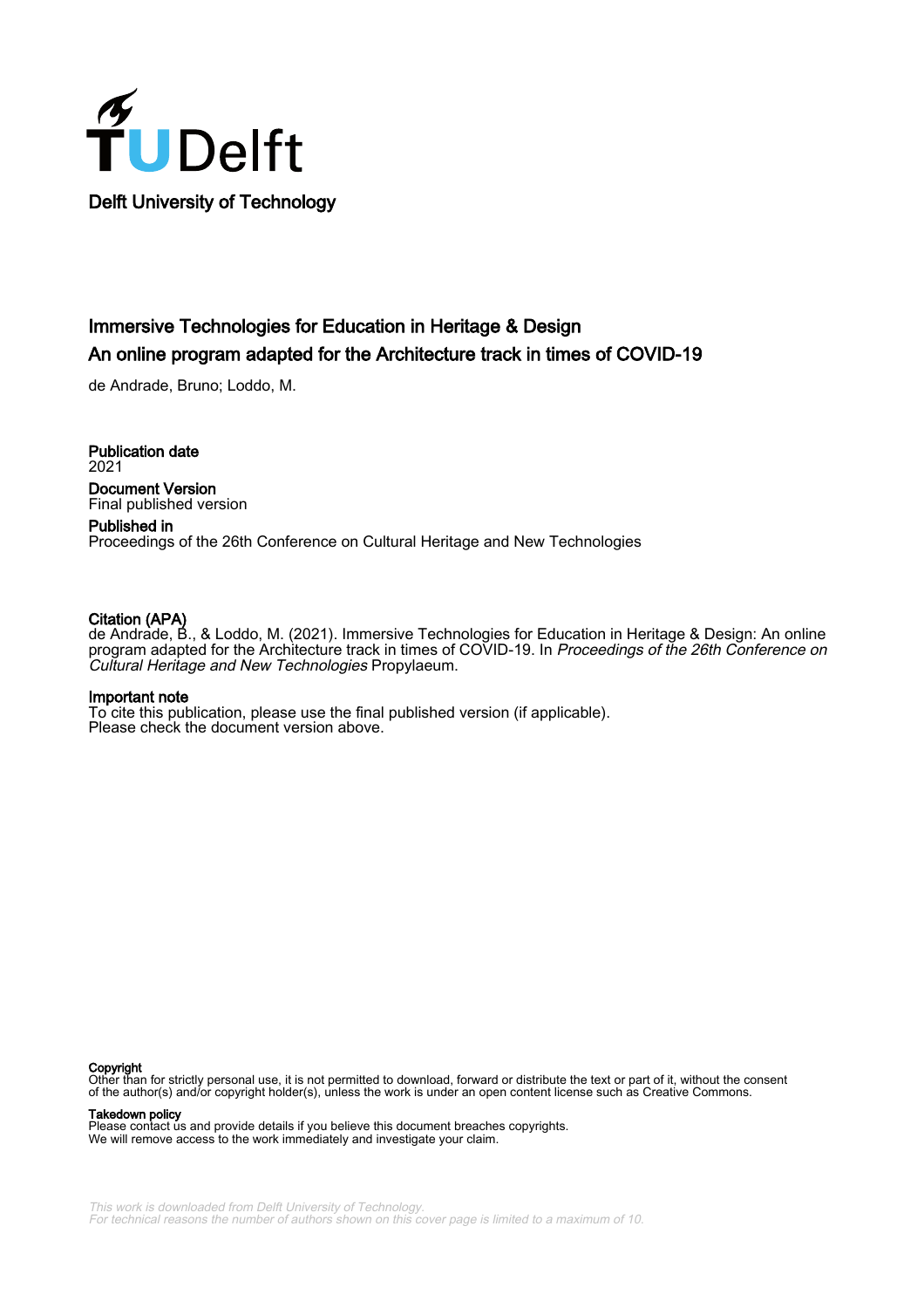Delft University of Technology

# Immersive Technologies for Education in Heritage & Design
## An online program adapted for the Architecture track in times of COVID-19

de Andrade, Bruno; Loddo, M.

**Publication date**
2021

**Document Version**
Final published version

**Published in**
Proceedings of the 26th Conference on Cultural Heritage and New Technologies

**Citation (APA)**
de Andrade, B., & Loddo, M. (2021). Immersive Technologies for Education in Heritage & Design: An online program adapted for the Architecture track in times of COVID-19. In *Proceedings of the 26th Conference on Cultural Heritage and New Technologies* Propylaeum.

**Important note**
To cite this publication, please use the final published version (if applicable).
Please check the document version above.

**Copyright**
Other than for strictly personal use, it is not permitted to download, forward or distribute the text or part of it, without the consent of the author(s) and/or copyright holder(s), unless the work is under an open content license such as Creative Commons.

**Takedown policy**
Please contact us and provide details if you believe this document breaches copyrights.
We will remove access to the work immediately and investigate your claim.

*This work is downloaded from Delft University of Technology.*
*For technical reasons the number of authors shown on this cover page is limited to a maximum of 10.*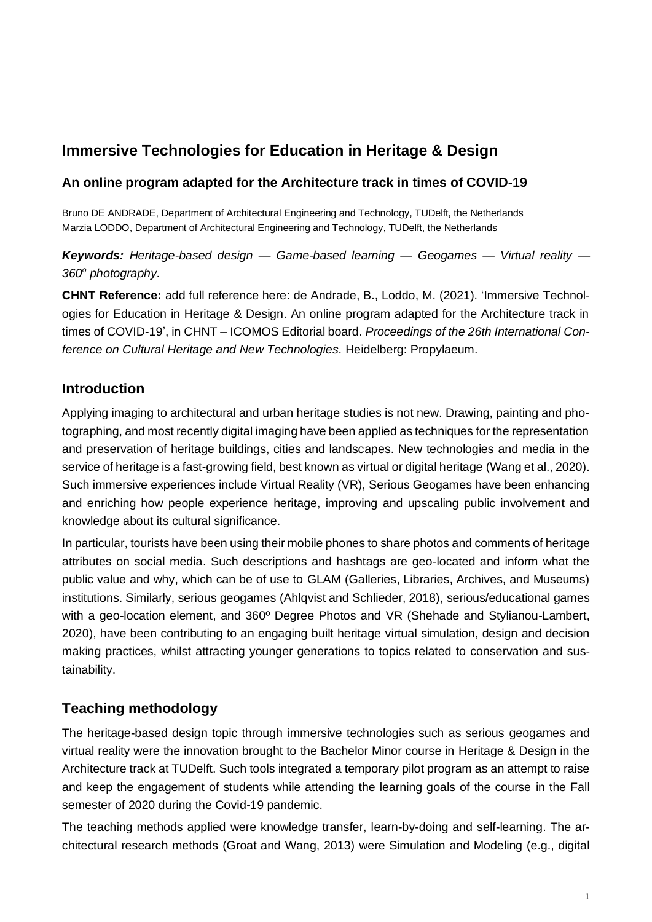# Immersive Technologies for Education in Heritage & Design

## An online program adapted for the Architecture track in times of COVID-19

Bruno DE ANDRADE, Department of Architectural Engineering and Technology, TUDelft, the Netherlands
Marzia LODDO, Department of Architectural Engineering and Technology, TUDelft, the Netherlands

***Keywords:*** *Heritage-based design — Game-based learning — Geogames — Virtual reality — 360º photography.*

**CHNT Reference:** add full reference here: de Andrade, B., Loddo, M. (2021). 'Immersive Technologies for Education in Heritage & Design. An online program adapted for the Architecture track in times of COVID-19', in CHNT – ICOMOS Editorial board. *Proceedings of the 26th International Conference on Cultural Heritage and New Technologies.* Heidelberg: Propylaeum.

## Introduction

Applying imaging to architectural and urban heritage studies is not new. Drawing, painting and photographing, and most recently digital imaging have been applied as techniques for the representation and preservation of heritage buildings, cities and landscapes. New technologies and media in the service of heritage is a fast-growing field, best known as virtual or digital heritage (Wang et al., 2020). Such immersive experiences include Virtual Reality (VR), Serious Geogames have been enhancing and enriching how people experience heritage, improving and upscaling public involvement and knowledge about its cultural significance.

In particular, tourists have been using their mobile phones to share photos and comments of heritage attributes on social media. Such descriptions and hashtags are geo-located and inform what the public value and why, which can be of use to GLAM (Galleries, Libraries, Archives, and Museums) institutions. Similarly, serious geogames (Ahlqvist and Schlieder, 2018), serious/educational games with a geo-location element, and 360º Degree Photos and VR (Shehade and Stylianou-Lambert, 2020), have been contributing to an engaging built heritage virtual simulation, design and decision making practices, whilst attracting younger generations to topics related to conservation and sustainability.

## Teaching methodology

The heritage-based design topic through immersive technologies such as serious geogames and virtual reality were the innovation brought to the Bachelor Minor course in Heritage & Design in the Architecture track at TUDelft. Such tools integrated a temporary pilot program as an attempt to raise and keep the engagement of students while attending the learning goals of the course in the Fall semester of 2020 during the Covid-19 pandemic.

The teaching methods applied were knowledge transfer, learn-by-doing and self-learning. The architectural research methods (Groat and Wang, 2013) were Simulation and Modeling (e.g., digital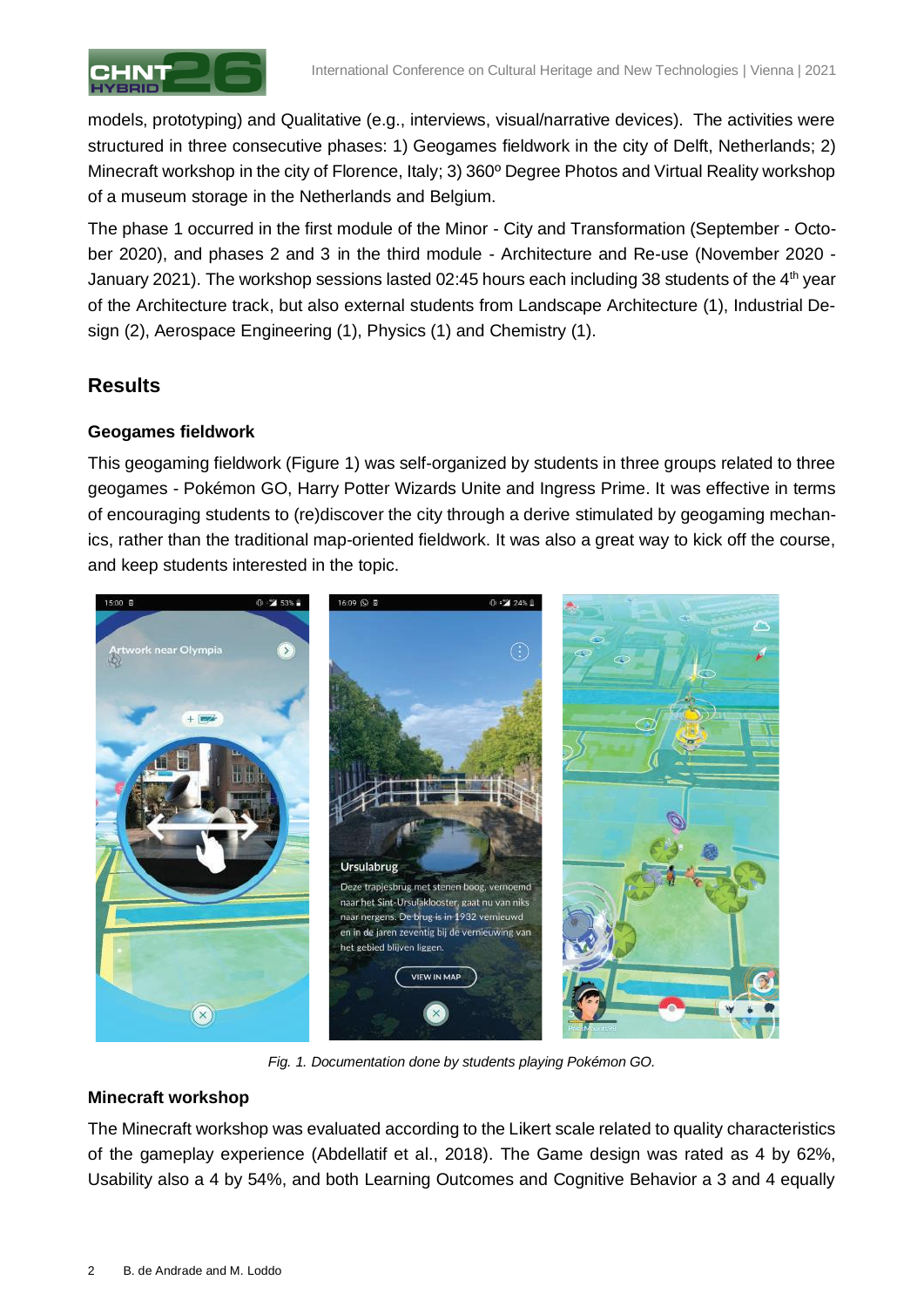models, prototyping) and Qualitative (e.g., interviews, visual/narrative devices). The activities were structured in three consecutive phases: 1) Geogames fieldwork in the city of Delft, Netherlands; 2) Minecraft workshop in the city of Florence, Italy; 3) 360º Degree Photos and Virtual Reality workshop of a museum storage in the Netherlands and Belgium.

The phase 1 occurred in the first module of the Minor - City and Transformation (September - October 2020), and phases 2 and 3 in the third module - Architecture and Re-use (November 2020 - January 2021). The workshop sessions lasted 02:45 hours each including 38 students of the 4th year of the Architecture track, but also external students from Landscape Architecture (1), Industrial Design (2), Aerospace Engineering (1), Physics (1) and Chemistry (1).

## Results

### Geogames fieldwork

This geogaming fieldwork (Figure 1) was self-organized by students in three groups related to three geogames - Pokémon GO, Harry Potter Wizards Unite and Ingress Prime. It was effective in terms of encouraging students to (re)discover the city through a derive stimulated by geogaming mechanics, rather than the traditional map-oriented fieldwork. It was also a great way to kick off the course, and keep students interested in the topic.

*Fig. 1. Documentation done by students playing Pokémon GO.*

### Minecraft workshop

The Minecraft workshop was evaluated according to the Likert scale related to quality characteristics of the gameplay experience (Abdellatif et al., 2018). The Game design was rated as 4 by 62%, Usability also a 4 by 54%, and both Learning Outcomes and Cognitive Behavior a 3 and 4 equally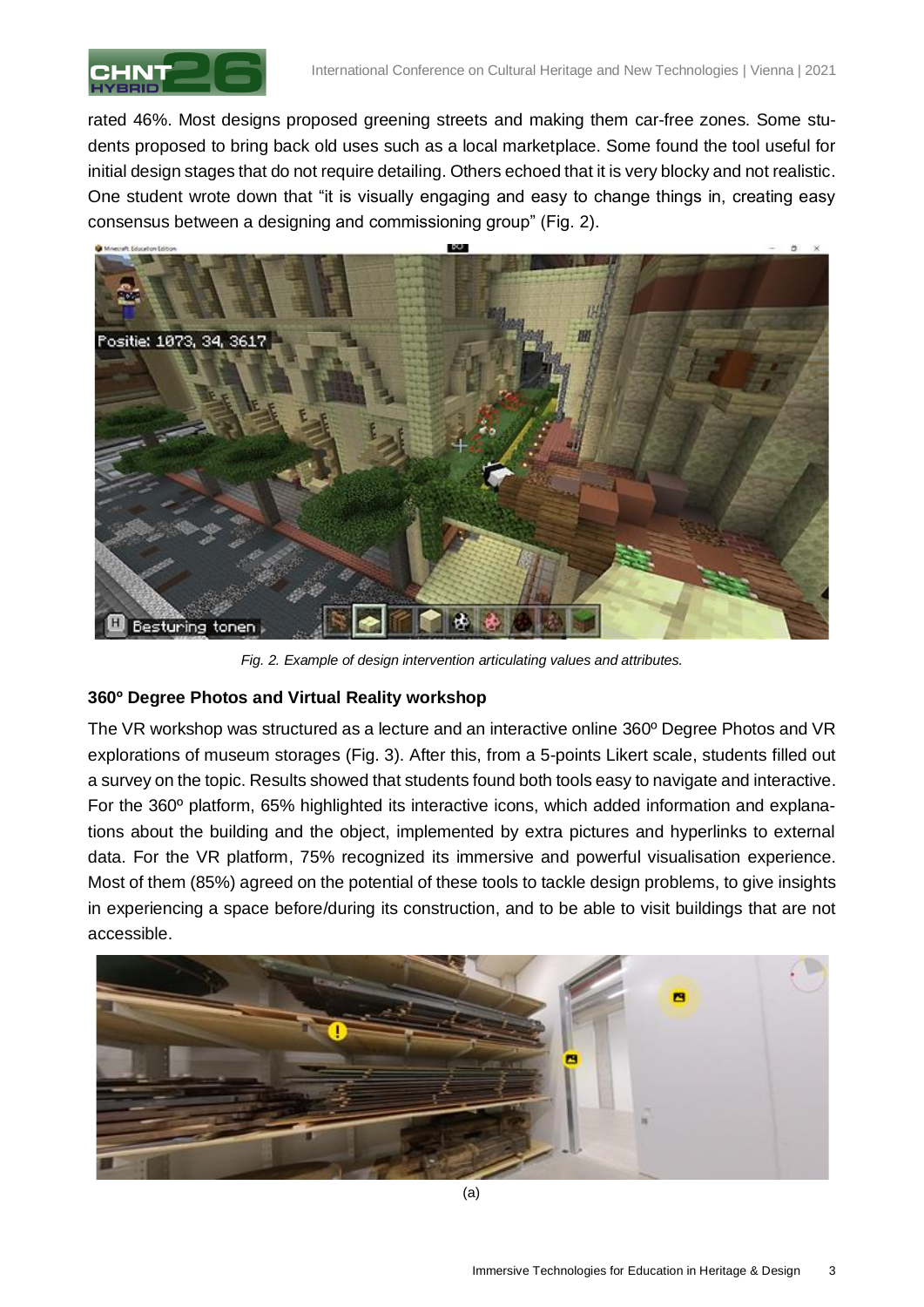rated 46%. Most designs proposed greening streets and making them car-free zones. Some students proposed to bring back old uses such as a local marketplace. Some found the tool useful for initial design stages that do not require detailing. Others echoed that it is very blocky and not realistic. One student wrote down that "it is visually engaging and easy to change things in, creating easy consensus between a designing and commissioning group" (Fig. 2).

*Fig. 2. Example of design intervention articulating values and attributes.*

### 360º Degree Photos and Virtual Reality workshop

The VR workshop was structured as a lecture and an interactive online 360º Degree Photos and VR explorations of museum storages (Fig. 3). After this, from a 5-points Likert scale, students filled out a survey on the topic. Results showed that students found both tools easy to navigate and interactive. For the 360º platform, 65% highlighted its interactive icons, which added information and explanations about the building and the object, implemented by extra pictures and hyperlinks to external data. For the VR platform, 75% recognized its immersive and powerful visualisation experience. Most of them (85%) agreed on the potential of these tools to tackle design problems, to give insights in experiencing a space before/during its construction, and to be able to visit buildings that are not accessible.

(a)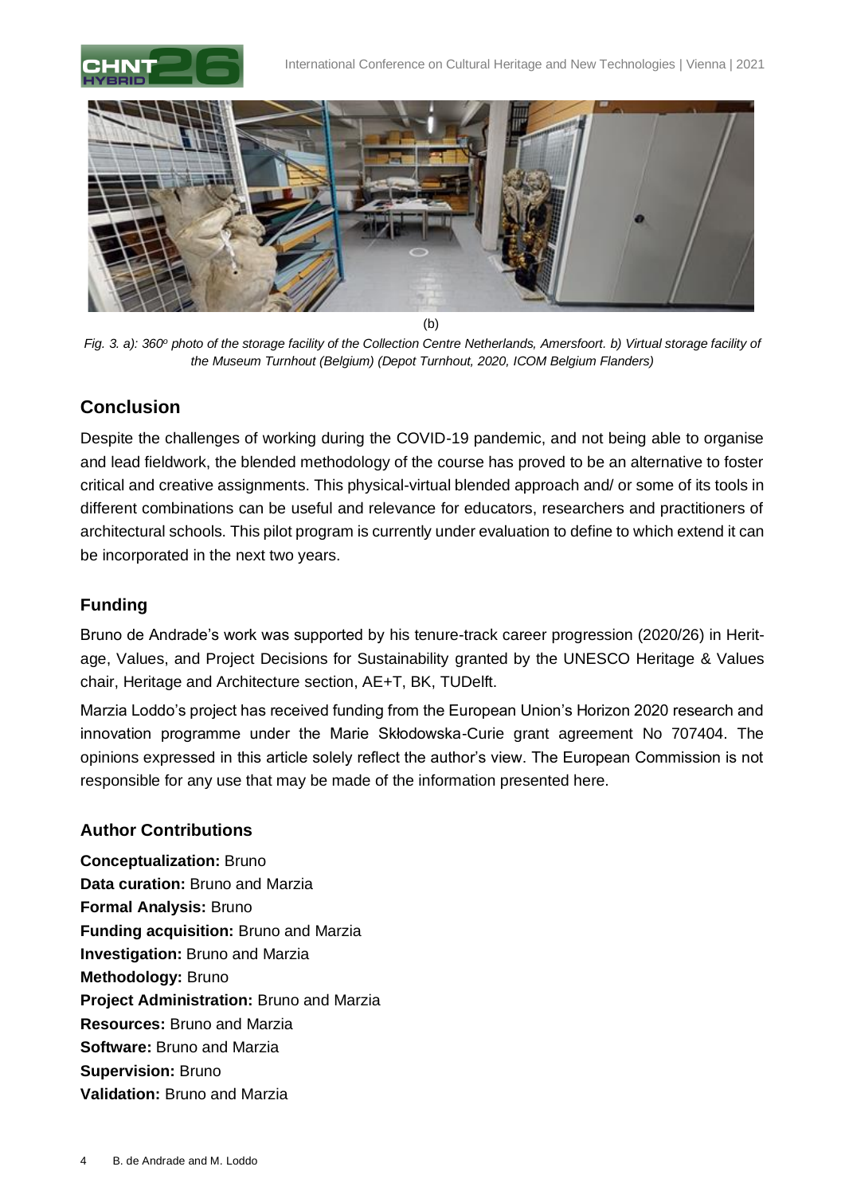(b)

*Fig. 3. a): 360º photo of the storage facility of the Collection Centre Netherlands, Amersfoort. b) Virtual storage facility of the Museum Turnhout (Belgium) (Depot Turnhout, 2020, ICOM Belgium Flanders)*

## Conclusion

Despite the challenges of working during the COVID-19 pandemic, and not being able to organise and lead fieldwork, the blended methodology of the course has proved to be an alternative to foster critical and creative assignments. This physical-virtual blended approach and/ or some of its tools in different combinations can be useful and relevance for educators, researchers and practitioners of architectural schools. This pilot program is currently under evaluation to define to which extend it can be incorporated in the next two years.

### Funding

Bruno de Andrade's work was supported by his tenure-track career progression (2020/26) in Heritage, Values, and Project Decisions for Sustainability granted by the UNESCO Heritage & Values chair, Heritage and Architecture section, AE+T, BK, TUDelft.

Marzia Loddo's project has received funding from the European Union's Horizon 2020 research and innovation programme under the Marie Skłodowska-Curie grant agreement No 707404. The opinions expressed in this article solely reflect the author's view. The European Commission is not responsible for any use that may be made of the information presented here.

### Author Contributions

**Conceptualization:** Bruno
**Data curation:** Bruno and Marzia
**Formal Analysis:** Bruno
**Funding acquisition:** Bruno and Marzia
**Investigation:** Bruno and Marzia
**Methodology:** Bruno
**Project Administration:** Bruno and Marzia
**Resources:** Bruno and Marzia
**Software:** Bruno and Marzia
**Supervision:** Bruno
**Validation:** Bruno and Marzia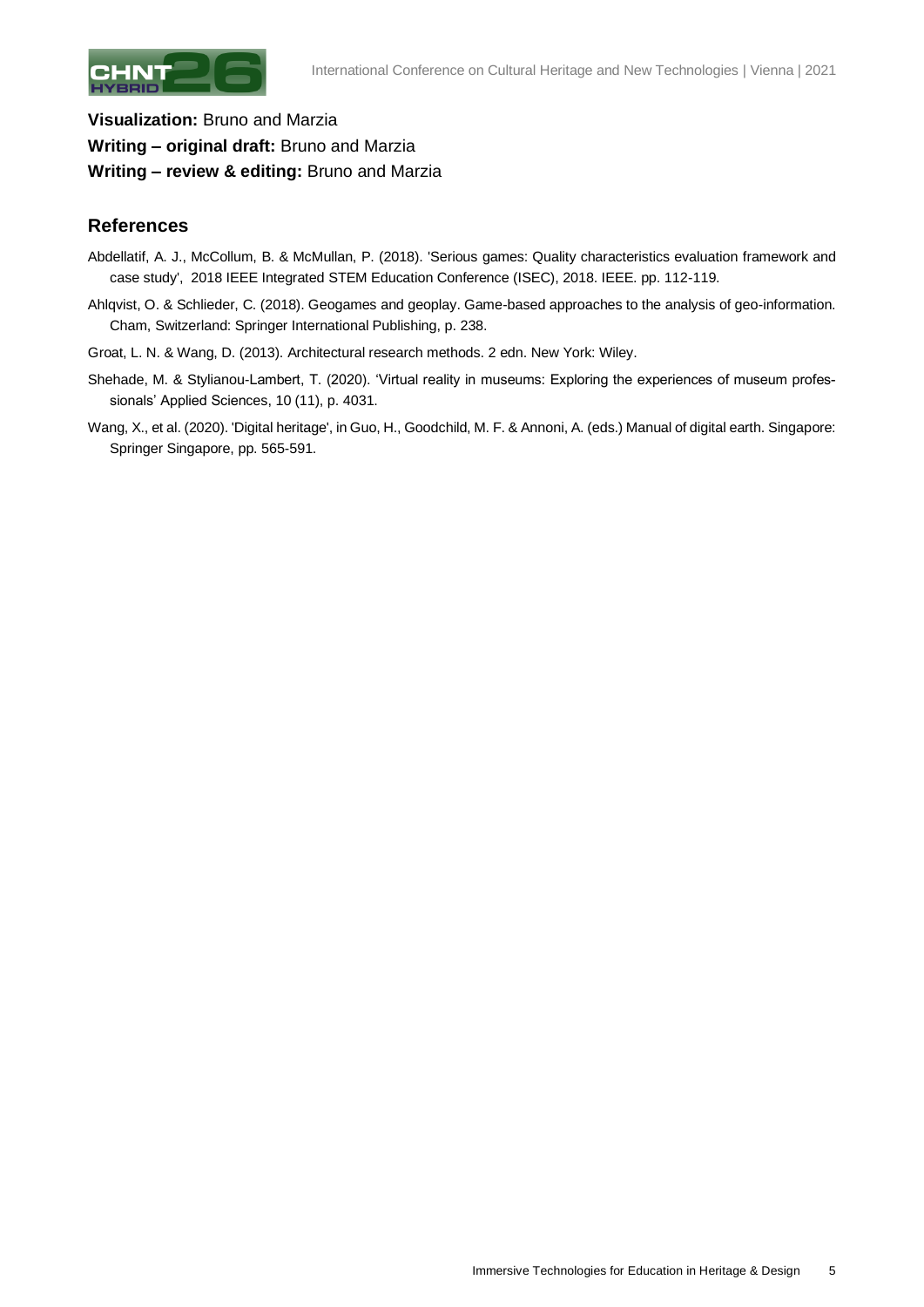**Visualization:** Bruno and Marzia

**Writing – original draft:** Bruno and Marzia

**Writing – review & editing:** Bruno and Marzia

## References

Abdellatif, A. J., McCollum, B. & McMullan, P. (2018). 'Serious games: Quality characteristics evaluation framework and case study', 2018 IEEE Integrated STEM Education Conference (ISEC), 2018. IEEE. pp. 112-119.

Ahlqvist, O. & Schlieder, C. (2018). Geogames and geoplay. Game-based approaches to the analysis of geo-information. Cham, Switzerland: Springer International Publishing, p. 238.

Groat, L. N. & Wang, D. (2013). Architectural research methods. 2 edn. New York: Wiley.

Shehade, M. & Stylianou-Lambert, T. (2020). 'Virtual reality in museums: Exploring the experiences of museum professionals' Applied Sciences, 10 (11), p. 4031.

Wang, X., et al. (2020). 'Digital heritage', in Guo, H., Goodchild, M. F. & Annoni, A. (eds.) Manual of digital earth. Singapore: Springer Singapore, pp. 565-591.